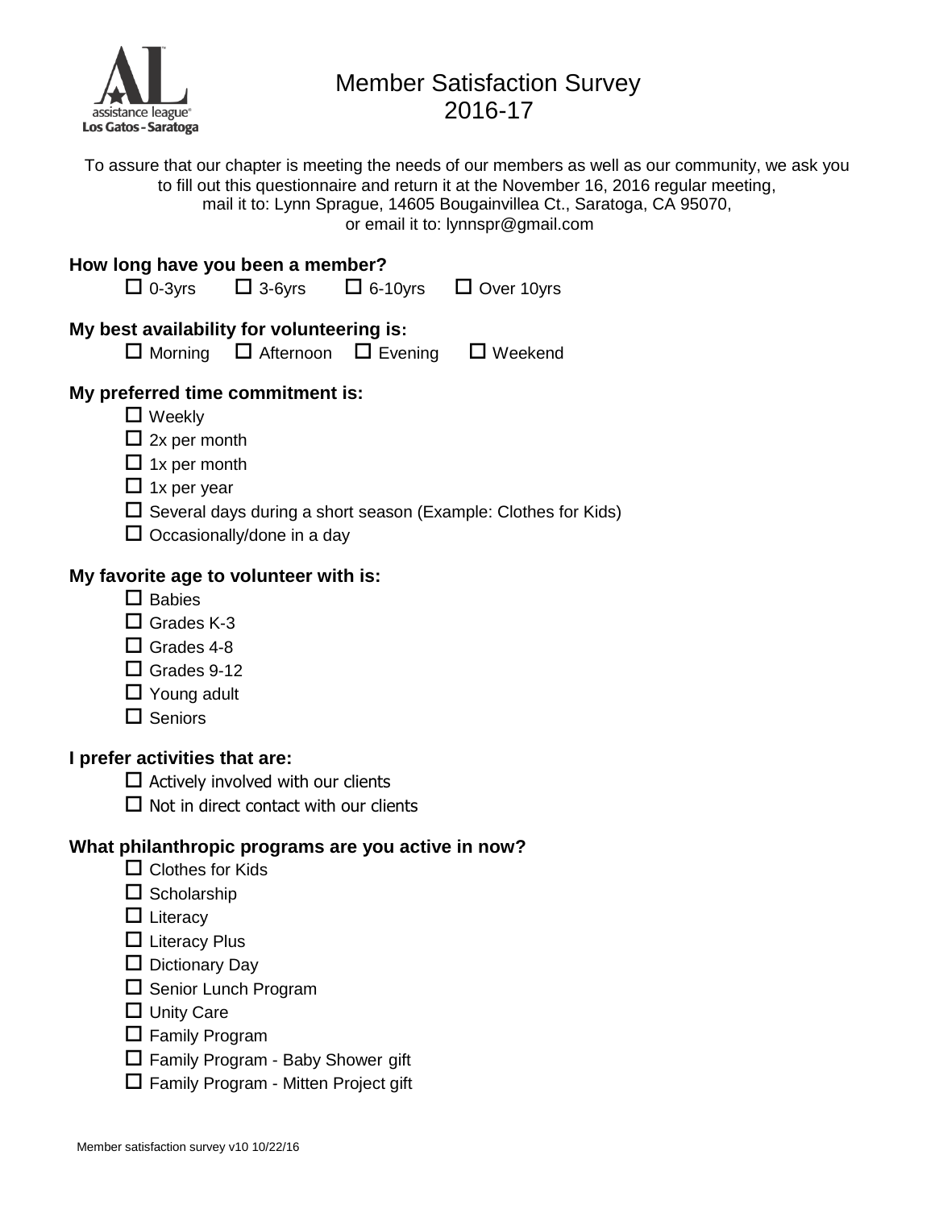assistance league®
Los Gatos - Saratoga

# Member Satisfaction Survey 2016-17

To assure that our chapter is meeting the needs of our members as well as our community, we ask you to fill out this questionnaire and return it at the November 16, 2016 regular meeting, mail it to: Lynn Sprague, 14605 Bougainvillea Ct., Saratoga, CA 95070, or email it to: lynnspr@gmail.com

**How long have you been a member?**

☐ 0-3yrs ☐ 3-6yrs ☐ 6-10yrs ☐ Over 10yrs

**My best availability for volunteering is:**

☐ Morning ☐ Afternoon ☐ Evening ☐ Weekend

**My preferred time commitment is:**

- ☐ Weekly
- ☐ 2x per month
- ☐ 1x per month
- ☐ 1x per year
- ☐ Several days during a short season (Example: Clothes for Kids)
- ☐ Occasionally/done in a day

**My favorite age to volunteer with is:**

- ☐ Babies
- ☐ Grades K-3
- ☐ Grades 4-8
- ☐ Grades 9-12
- ☐ Young adult
- ☐ Seniors

**I prefer activities that are:**

- ☐ Actively involved with our clients
- ☐ Not in direct contact with our clients

**What philanthropic programs are you active in now?**

- ☐ Clothes for Kids
- ☐ Scholarship
- ☐ Literacy
- ☐ Literacy Plus
- ☐ Dictionary Day
- ☐ Senior Lunch Program
- ☐ Unity Care
- ☐ Family Program
- ☐ Family Program - Baby Shower gift
- ☐ Family Program - Mitten Project gift

Member satisfaction survey v10 10/22/16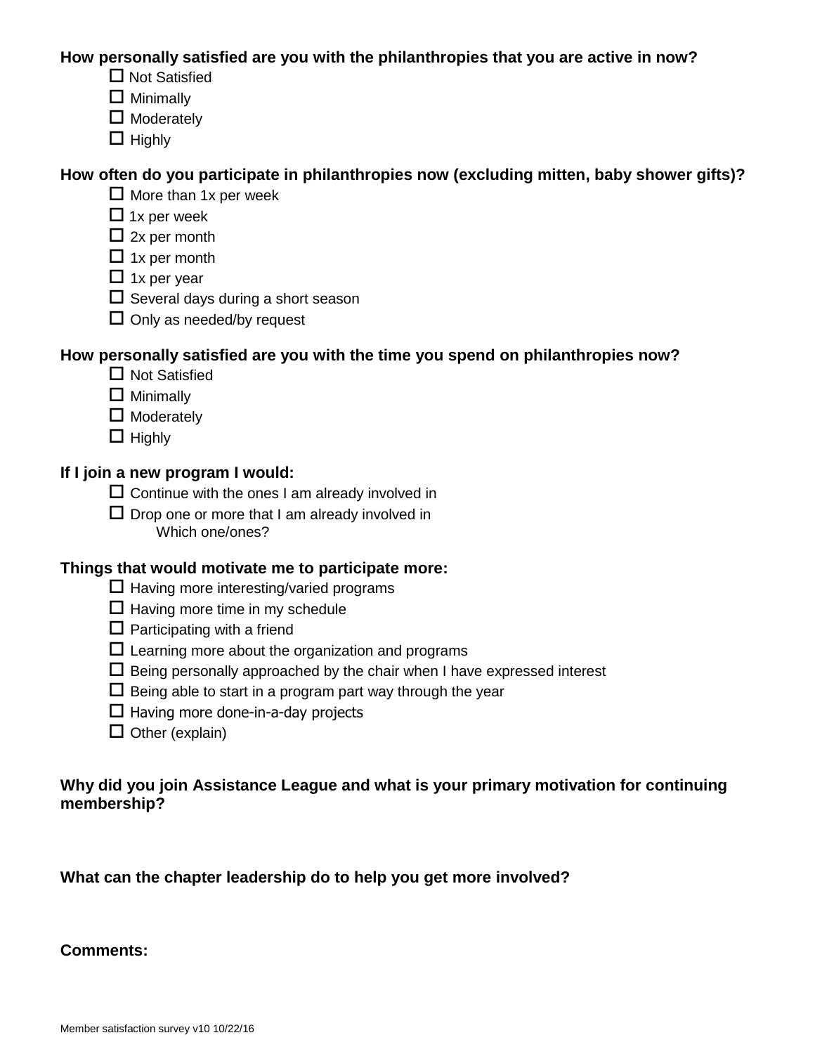**How personally satisfied are you with the philanthropies that you are active in now?**

- ☐ Not Satisfied
- ☐ Minimally
- ☐ Moderately
- ☐ Highly

**How often do you participate in philanthropies now (excluding mitten, baby shower gifts)?**

- ☐ More than 1x per week
- ☐ 1x per week
- ☐ 2x per month
- ☐ 1x per month
- ☐ 1x per year
- ☐ Several days during a short season
- ☐ Only as needed/by request

**How personally satisfied are you with the time you spend on philanthropies now?**

- ☐ Not Satisfied
- ☐ Minimally
- ☐ Moderately
- ☐ Highly

**If I join a new program I would:**

- ☐ Continue with the ones I am already involved in
- ☐ Drop one or more that I am already involved in
  - Which one/ones?

**Things that would motivate me to participate more:**

- ☐ Having more interesting/varied programs
- ☐ Having more time in my schedule
- ☐ Participating with a friend
- ☐ Learning more about the organization and programs
- ☐ Being personally approached by the chair when I have expressed interest
- ☐ Being able to start in a program part way through the year
- ☐ Having more done-in-a-day projects
- ☐ Other (explain)

**Why did you join Assistance League and what is your primary motivation for continuing membership?**

**What can the chapter leadership do to help you get more involved?**

**Comments:**

Member satisfaction survey v10 10/22/16